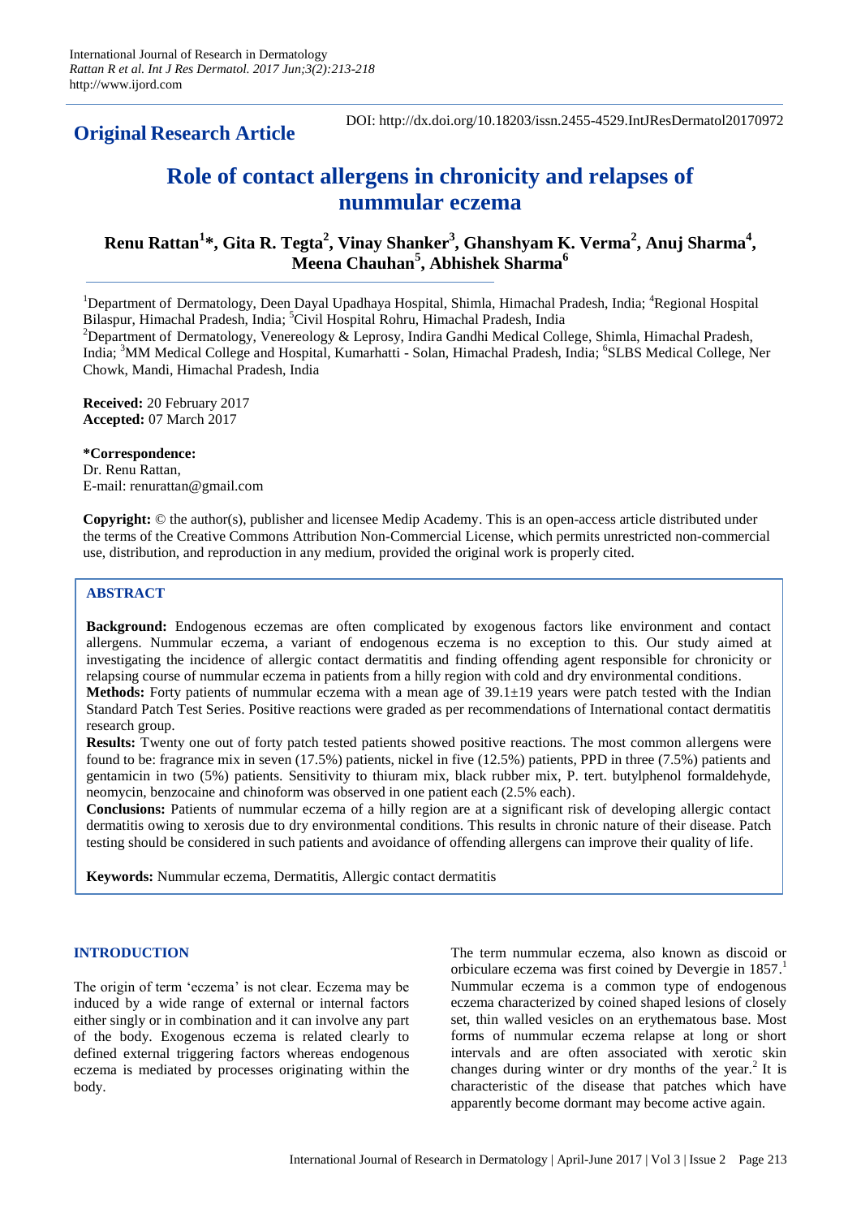**Original Research Article**

DOI: http://dx.doi.org/10.18203/issn.2455-4529.IntJResDermatol20170972

# Role of contact allergens in chronicity and relapses of nummular eczema

**Renu Rattan[1]*, Gita R. Tegta[2], Vinay Shanker[3], Ghanshyam K. Verma[2], Anuj Sharma[4], Meena Chauhan[5], Abhishek Sharma[6]**

[1]Department of Dermatology, Deen Dayal Upadhaya Hospital, Shimla, Himachal Pradesh, India; [4]Regional Hospital Bilaspur, Himachal Pradesh, India; [5]Civil Hospital Rohru, Himachal Pradesh, India

[2]Department of Dermatology, Venereology & Leprosy, Indira Gandhi Medical College, Shimla, Himachal Pradesh, India; [3]MM Medical College and Hospital, Kumarhatti - Solan, Himachal Pradesh, India; [6]SLBS Medical College, Ner Chowk, Mandi, Himachal Pradesh, India

**Received:** 20 February 2017
**Accepted:** 07 March 2017

***Correspondence:**
Dr. Renu Rattan,
E-mail: renurattan@gmail.com

**Copyright:** © the author(s), publisher and licensee Medip Academy. This is an open-access article distributed under the terms of the Creative Commons Attribution Non-Commercial License, which permits unrestricted non-commercial use, distribution, and reproduction in any medium, provided the original work is properly cited.

## ABSTRACT

**Background:** Endogenous eczemas are often complicated by exogenous factors like environment and contact allergens. Nummular eczema, a variant of endogenous eczema is no exception to this. Our study aimed at investigating the incidence of allergic contact dermatitis and finding offending agent responsible for chronicity or relapsing course of nummular eczema in patients from a hilly region with cold and dry environmental conditions.

**Methods:** Forty patients of nummular eczema with a mean age of 39.1±19 years were patch tested with the Indian Standard Patch Test Series. Positive reactions were graded as per recommendations of International contact dermatitis research group.

**Results:** Twenty one out of forty patch tested patients showed positive reactions. The most common allergens were found to be: fragrance mix in seven (17.5%) patients, nickel in five (12.5%) patients, PPD in three (7.5%) patients and gentamicin in two (5%) patients. Sensitivity to thiuram mix, black rubber mix, P. tert. butylphenol formaldehyde, neomycin, benzocaine and chinoform was observed in one patient each (2.5% each).

**Conclusions:** Patients of nummular eczema of a hilly region are at a significant risk of developing allergic contact dermatitis owing to xerosis due to dry environmental conditions. This results in chronic nature of their disease. Patch testing should be considered in such patients and avoidance of offending allergens can improve their quality of life.

**Keywords:** Nummular eczema, Dermatitis, Allergic contact dermatitis

## INTRODUCTION

The origin of term 'eczema' is not clear. Eczema may be induced by a wide range of external or internal factors either singly or in combination and it can involve any part of the body. Exogenous eczema is related clearly to defined external triggering factors whereas endogenous eczema is mediated by processes originating within the body.

The term nummular eczema, also known as discoid or orbiculare eczema was first coined by Devergie in 1857.[1] Nummular eczema is a common type of endogenous eczema characterized by coined shaped lesions of closely set, thin walled vesicles on an erythematous base. Most forms of nummular eczema relapse at long or short intervals and are often associated with xerotic skin changes during winter or dry months of the year.[2] It is characteristic of the disease that patches which have apparently become dormant may become active again.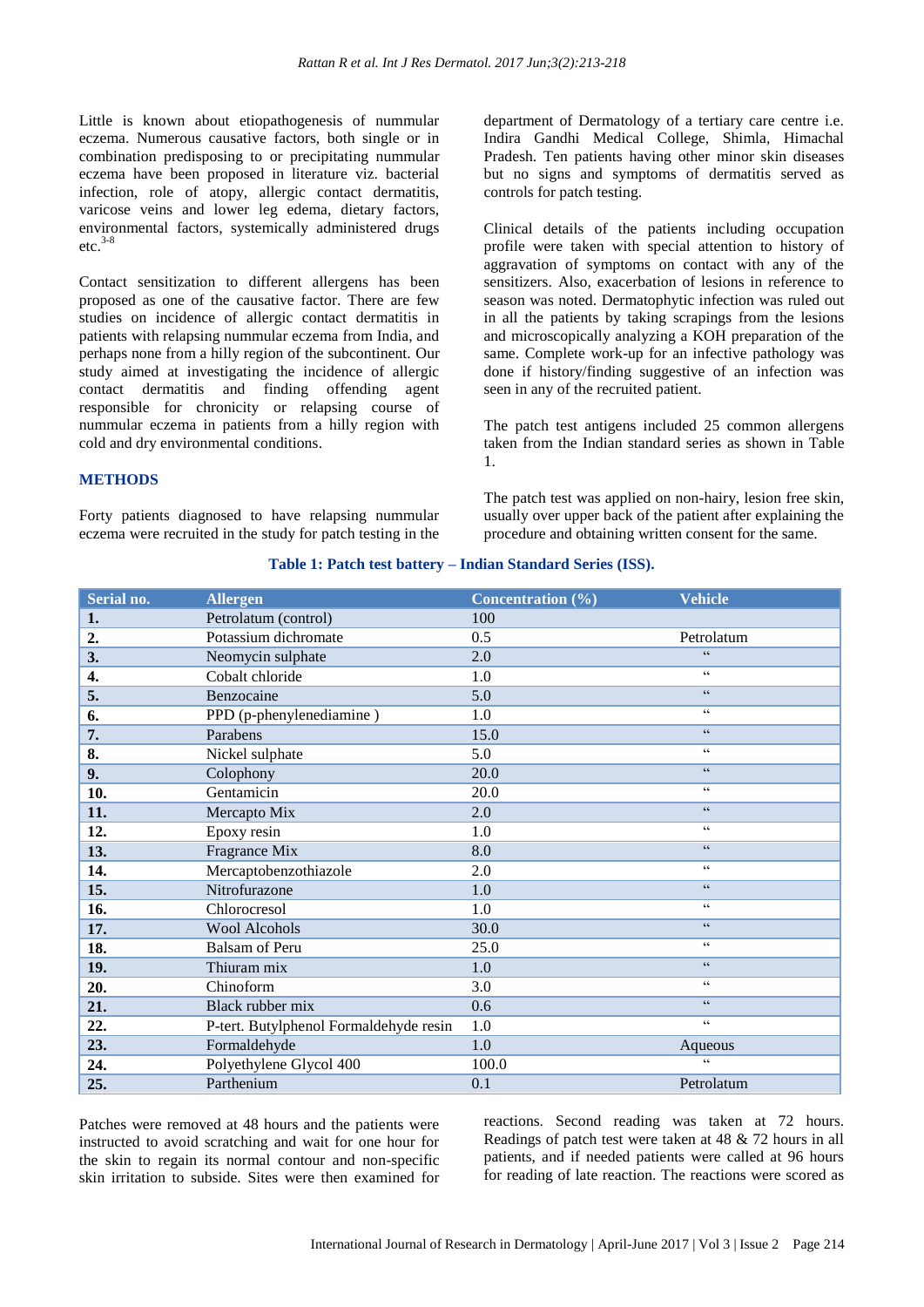Little is known about etiopathogenesis of nummular eczema. Numerous causative factors, both single or in combination predisposing to or precipitating nummular eczema have been proposed in literature viz. bacterial infection, role of atopy, allergic contact dermatitis, varicose veins and lower leg edema, dietary factors, environmental factors, systemically administered drugs etc.[3-8]

Contact sensitization to different allergens has been proposed as one of the causative factor. There are few studies on incidence of allergic contact dermatitis in patients with relapsing nummular eczema from India, and perhaps none from a hilly region of the subcontinent. Our study aimed at investigating the incidence of allergic contact dermatitis and finding offending agent responsible for chronicity or relapsing course of nummular eczema in patients from a hilly region with cold and dry environmental conditions.

## METHODS

Forty patients diagnosed to have relapsing nummular eczema were recruited in the study for patch testing in the department of Dermatology of a tertiary care centre i.e. Indira Gandhi Medical College, Shimla, Himachal Pradesh. Ten patients having other minor skin diseases but no signs and symptoms of dermatitis served as controls for patch testing.

Clinical details of the patients including occupation profile were taken with special attention to history of aggravation of symptoms on contact with any of the sensitizers. Also, exacerbation of lesions in reference to season was noted. Dermatophytic infection was ruled out in all the patients by taking scrapings from the lesions and microscopically analyzing a KOH preparation of the same. Complete work-up for an infective pathology was done if history/finding suggestive of an infection was seen in any of the recruited patient.

The patch test antigens included 25 common allergens taken from the Indian standard series as shown in Table 1.

The patch test was applied on non-hairy, lesion free skin, usually over upper back of the patient after explaining the procedure and obtaining written consent for the same.

**Table 1: Patch test battery – Indian Standard Series (ISS).**

| Serial no. | Allergen | Concentration (%) | Vehicle |
|---|---|---|---|
| **1.** | Petrolatum (control) | 100 | |
| **2.** | Potassium dichromate | 0.5 | Petrolatum |
| **3.** | Neomycin sulphate | 2.0 | " |
| **4.** | Cobalt chloride | 1.0 | " |
| **5.** | Benzocaine | 5.0 | " |
| **6.** | PPD (p-phenylenediamine ) | 1.0 | " |
| **7.** | Parabens | 15.0 | " |
| **8.** | Nickel sulphate | 5.0 | " |
| **9.** | Colophony | 20.0 | " |
| **10.** | Gentamicin | 20.0 | " |
| **11.** | Mercapto Mix | 2.0 | " |
| **12.** | Epoxy resin | 1.0 | " |
| **13.** | Fragrance Mix | 8.0 | " |
| **14.** | Mercaptobenzothiazole | 2.0 | " |
| **15.** | Nitrofurazone | 1.0 | " |
| **16.** | Chlorocresol | 1.0 | " |
| **17.** | Wool Alcohols | 30.0 | " |
| **18.** | Balsam of Peru | 25.0 | " |
| **19.** | Thiuram mix | 1.0 | " |
| **20.** | Chinoform | 3.0 | " |
| **21.** | Black rubber mix | 0.6 | " |
| **22.** | P-tert. Butylphenol Formaldehyde resin | 1.0 | " |
| **23.** | Formaldehyde | 1.0 | Aqueous |
| **24.** | Polyethylene Glycol 400 | 100.0 | " |
| **25.** | Parthenium | 0.1 | Petrolatum |

Patches were removed at 48 hours and the patients were instructed to avoid scratching and wait for one hour for the skin to regain its normal contour and non-specific skin irritation to subside. Sites were then examined for reactions. Second reading was taken at 72 hours. Readings of patch test were taken at 48 & 72 hours in all patients, and if needed patients were called at 96 hours for reading of late reaction. The reactions were scored as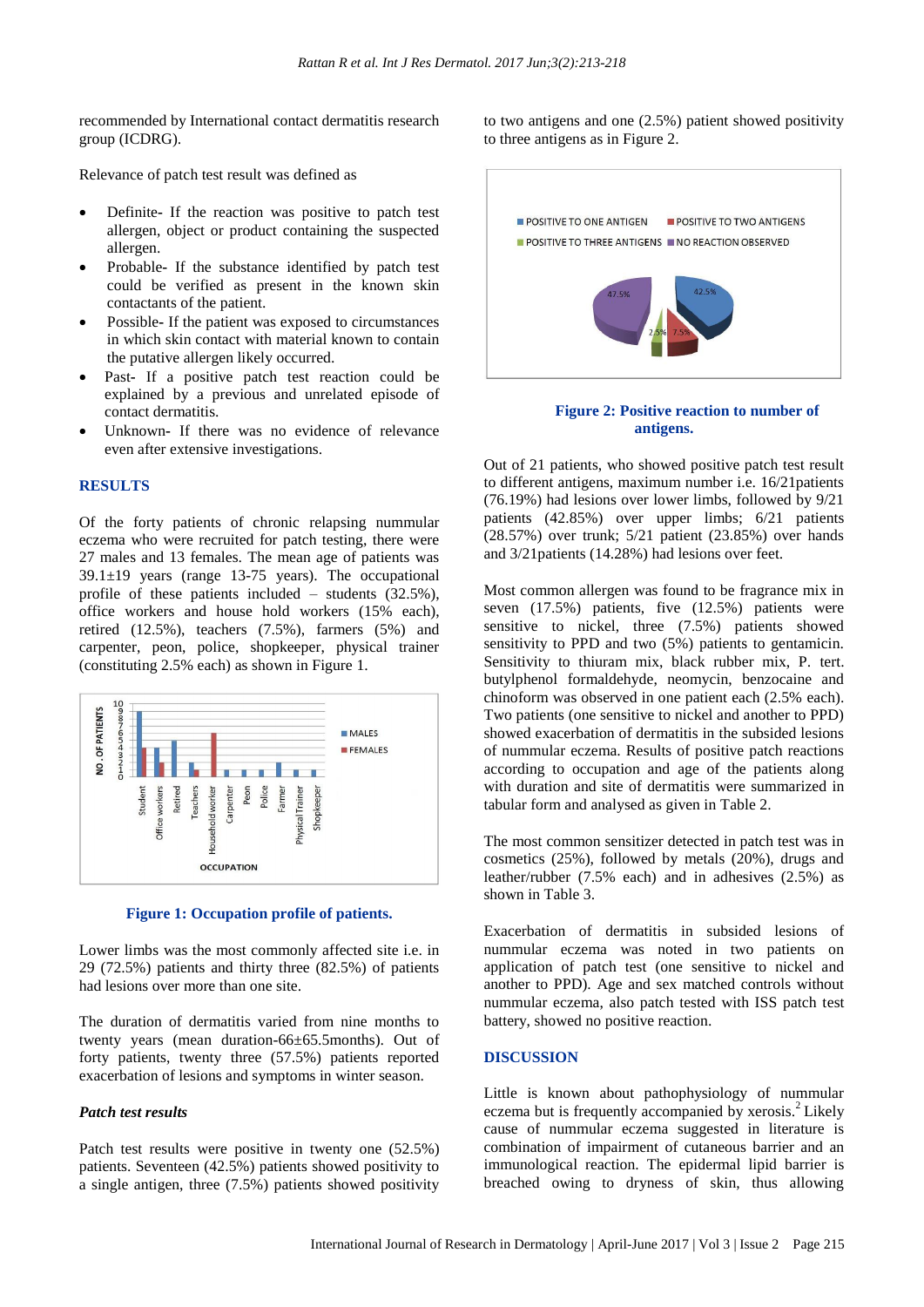recommended by International contact dermatitis research group (ICDRG).

Relevance of patch test result was defined as

- Definite- If the reaction was positive to patch test allergen, object or product containing the suspected allergen.
- Probable- If the substance identified by patch test could be verified as present in the known skin contactants of the patient.
- Possible- If the patient was exposed to circumstances in which skin contact with material known to contain the putative allergen likely occurred.
- Past- If a positive patch test reaction could be explained by a previous and unrelated episode of contact dermatitis.
- Unknown- If there was no evidence of relevance even after extensive investigations.

## RESULTS

Of the forty patients of chronic relapsing nummular eczema who were recruited for patch testing, there were 27 males and 13 females. The mean age of patients was 39.1±19 years (range 13-75 years). The occupational profile of these patients included – students (32.5%), office workers and house hold workers (15% each), retired (12.5%), teachers (7.5%), farmers (5%) and carpenter, peon, police, shopkeeper, physical trainer (constituting 2.5% each) as shown in Figure 1.

NO. OF PATIENTS
10
9
8
7
6
5
4
3
2
1
0
Student
Office workers
Retired
Teachers
Household worker
Carpenter
Peon
Police
Farmer
Physical Trainer
Shopkeeper
OCCUPATION
MALES
FEMALES

**Figure 1: Occupation profile of patients.**

Lower limbs was the most commonly affected site i.e. in 29 (72.5%) patients and thirty three (82.5%) of patients had lesions over more than one site.

The duration of dermatitis varied from nine months to twenty years (mean duration-66±65.5months). Out of forty patients, twenty three (57.5%) patients reported exacerbation of lesions and symptoms in winter season.

### *Patch test results*

Patch test results were positive in twenty one (52.5%) patients. Seventeen (42.5%) patients showed positivity to a single antigen, three (7.5%) patients showed positivity to two antigens and one (2.5%) patient showed positivity to three antigens as in Figure 2.

POSITIVE TO ONE ANTIGEN
POSITIVE TO TWO ANTIGENS
POSITIVE TO THREE ANTIGENS
NO REACTION OBSERVED
47.5%
42.5%
2.5%
7.5%

**Figure 2: Positive reaction to number of antigens.**

Out of 21 patients, who showed positive patch test result to different antigens, maximum number i.e. 16/21patients (76.19%) had lesions over lower limbs, followed by 9/21 patients (42.85%) over upper limbs; 6/21 patients (28.57%) over trunk; 5/21 patient (23.85%) over hands and 3/21patients (14.28%) had lesions over feet.

Most common allergen was found to be fragrance mix in seven (17.5%) patients, five (12.5%) patients were sensitive to nickel, three (7.5%) patients showed sensitivity to PPD and two (5%) patients to gentamicin. Sensitivity to thiuram mix, black rubber mix, P. tert. butylphenol formaldehyde, neomycin, benzocaine and chinoform was observed in one patient each (2.5% each). Two patients (one sensitive to nickel and another to PPD) showed exacerbation of dermatitis in the subsided lesions of nummular eczema. Results of positive patch reactions according to occupation and age of the patients along with duration and site of dermatitis were summarized in tabular form and analysed as given in Table 2.

The most common sensitizer detected in patch test was in cosmetics (25%), followed by metals (20%), drugs and leather/rubber (7.5% each) and in adhesives (2.5%) as shown in Table 3.

Exacerbation of dermatitis in subsided lesions of nummular eczema was noted in two patients on application of patch test (one sensitive to nickel and another to PPD). Age and sex matched controls without nummular eczema, also patch tested with ISS patch test battery, showed no positive reaction.

## DISCUSSION

Little is known about pathophysiology of nummular eczema but is frequently accompanied by xerosis.[2] Likely cause of nummular eczema suggested in literature is combination of impairment of cutaneous barrier and an immunological reaction. The epidermal lipid barrier is breached owing to dryness of skin, thus allowing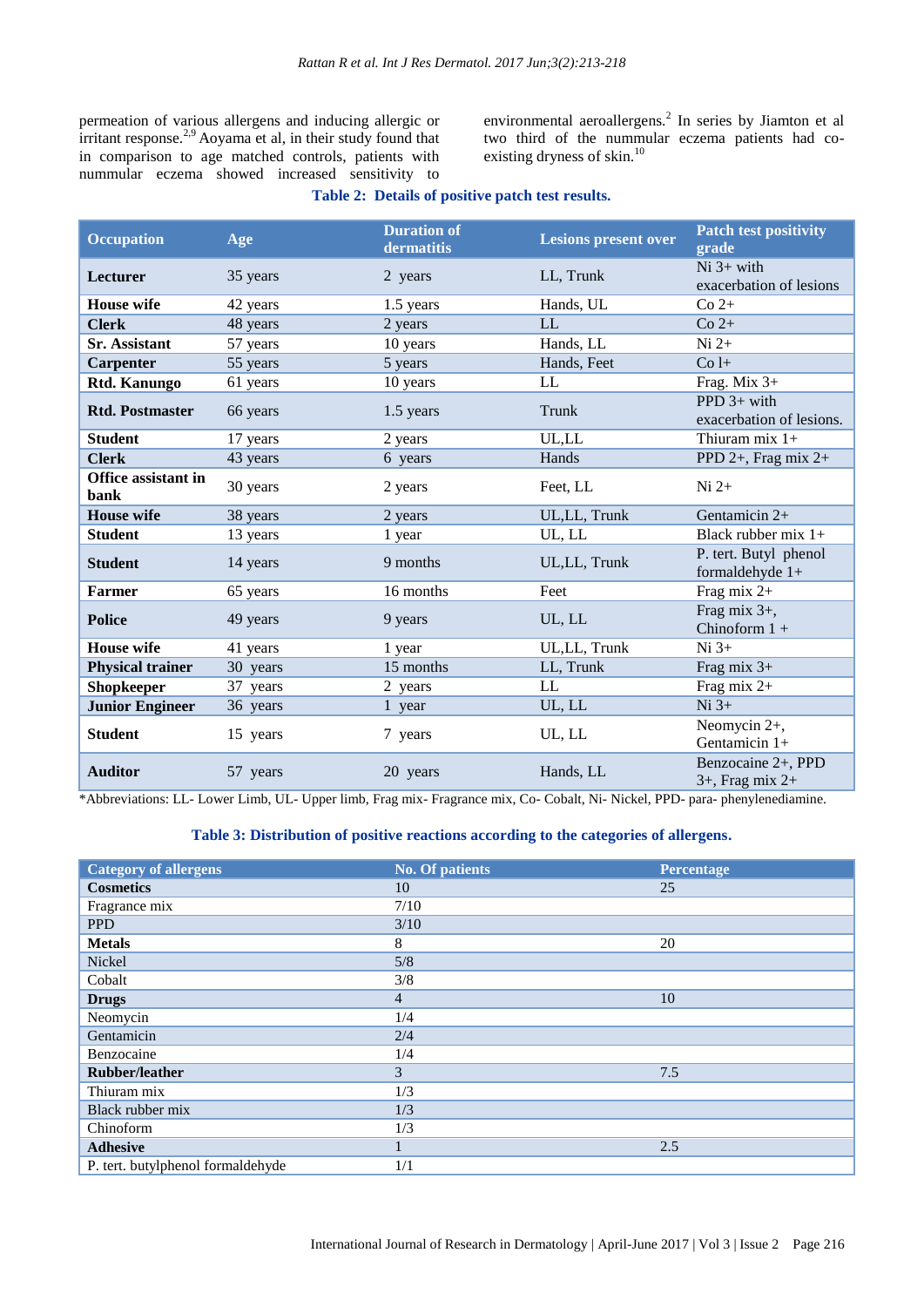permeation of various allergens and inducing allergic or irritant response.[2,9] Aoyama et al, in their study found that in comparison to age matched controls, patients with nummular eczema showed increased sensitivity to environmental aeroallergens.[2] In series by Jiamton et al two third of the nummular eczema patients had co-existing dryness of skin.[10]

**Table 2: Details of positive patch test results.**

| Occupation | Age | Duration of dermatitis | Lesions present over | Patch test positivity grade |
|---|---|---|---|---|
| **Lecturer** | 35 years | 2 years | LL, Trunk | Ni 3+ with exacerbation of lesions |
| **House wife** | 42 years | 1.5 years | Hands, UL | Co 2+ |
| **Clerk** | 48 years | 2 years | LL | Co 2+ |
| **Sr. Assistant** | 57 years | 10 years | Hands, LL | Ni 2+ |
| **Carpenter** | 55 years | 5 years | Hands, Feet | Co l+ |
| **Rtd. Kanungo** | 61 years | 10 years | LL | Frag. Mix 3+ |
| **Rtd. Postmaster** | 66 years | 1.5 years | Trunk | PPD 3+ with exacerbation of lesions. |
| **Student** | 17 years | 2 years | UL,LL | Thiuram mix 1+ |
| **Clerk** | 43 years | 6 years | Hands | PPD 2+, Frag mix 2+ |
| **Office assistant in bank** | 30 years | 2 years | Feet, LL | Ni 2+ |
| **House wife** | 38 years | 2 years | UL,LL, Trunk | Gentamicin 2+ |
| **Student** | 13 years | 1 year | UL, LL | Black rubber mix 1+ |
| **Student** | 14 years | 9 months | UL,LL, Trunk | P. tert. Butyl phenol formaldehyde 1+ |
| **Farmer** | 65 years | 16 months | Feet | Frag mix 2+ |
| **Police** | 49 years | 9 years | UL, LL | Frag mix 3+, Chinoform 1 + |
| **House wife** | 41 years | 1 year | UL,LL, Trunk | Ni 3+ |
| **Physical trainer** | 30 years | 15 months | LL, Trunk | Frag mix 3+ |
| **Shopkeeper** | 37 years | 2 years | LL | Frag mix 2+ |
| **Junior Engineer** | 36 years | 1 year | UL, LL | Ni 3+ |
| **Student** | 15 years | 7 years | UL, LL | Neomycin 2+, Gentamicin 1+ |
| **Auditor** | 57 years | 20 years | Hands, LL | Benzocaine 2+, PPD 3+, Frag mix 2+ |

*Abbreviations: LL- Lower Limb, UL- Upper limb, Frag mix- Fragrance mix, Co- Cobalt, Ni- Nickel, PPD- para- phenylenediamine.

**Table 3: Distribution of positive reactions according to the categories of allergens.**

| Category of allergens | No. Of patients | Percentage |
|---|---|---|
| **Cosmetics** | 10 | 25 |
| Fragrance mix | 7/10 | |
| PPD | 3/10 | |
| **Metals** | 8 | 20 |
| Nickel | 5/8 | |
| Cobalt | 3/8 | |
| **Drugs** | 4 | 10 |
| Neomycin | 1/4 | |
| Gentamicin | 2/4 | |
| Benzocaine | 1/4 | |
| **Rubber/leather** | 3 | 7.5 |
| Thiuram mix | 1/3 | |
| Black rubber mix | 1/3 | |
| Chinoform | 1/3 | |
| **Adhesive** | 1 | 2.5 |
| P. tert. butylphenol formaldehyde | 1/1 | |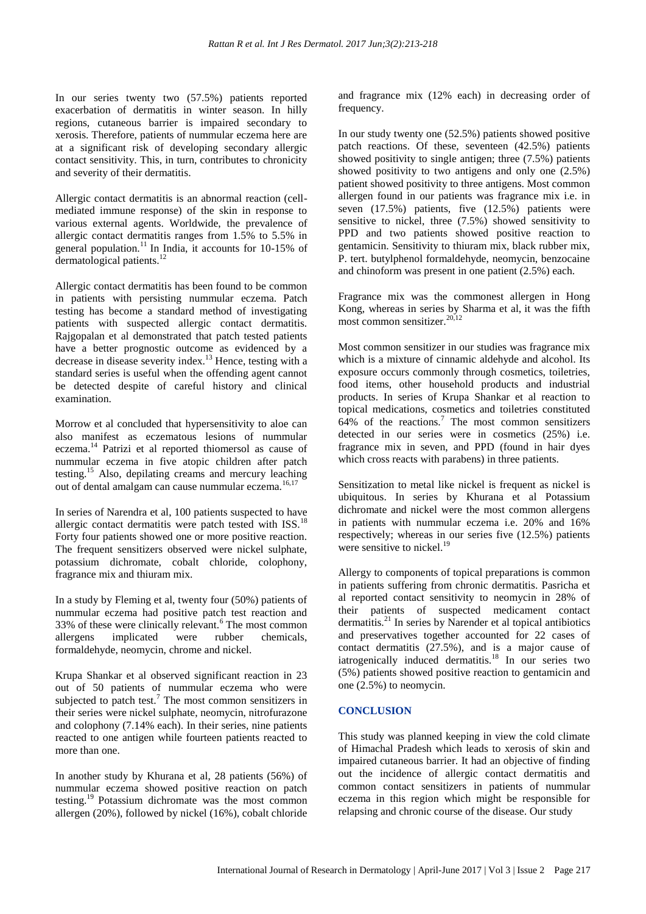In our series twenty two (57.5%) patients reported exacerbation of dermatitis in winter season. In hilly regions, cutaneous barrier is impaired secondary to xerosis. Therefore, patients of nummular eczema here are at a significant risk of developing secondary allergic contact sensitivity. This, in turn, contributes to chronicity and severity of their dermatitis.

Allergic contact dermatitis is an abnormal reaction (cell-mediated immune response) of the skin in response to various external agents. Worldwide, the prevalence of allergic contact dermatitis ranges from 1.5% to 5.5% in general population.[11] In India, it accounts for 10-15% of dermatological patients.[12]

Allergic contact dermatitis has been found to be common in patients with persisting nummular eczema. Patch testing has become a standard method of investigating patients with suspected allergic contact dermatitis. Rajgopalan et al demonstrated that patch tested patients have a better prognostic outcome as evidenced by a decrease in disease severity index.[13] Hence, testing with a standard series is useful when the offending agent cannot be detected despite of careful history and clinical examination.

Morrow et al concluded that hypersensitivity to aloe can also manifest as eczematous lesions of nummular eczema.[14] Patrizi et al reported thiomersol as cause of nummular eczema in five atopic children after patch testing.[15] Also, depilating creams and mercury leaching out of dental amalgam can cause nummular eczema.[16,17]

In series of Narendra et al, 100 patients suspected to have allergic contact dermatitis were patch tested with ISS.[18] Forty four patients showed one or more positive reaction. The frequent sensitizers observed were nickel sulphate, potassium dichromate, cobalt chloride, colophony, fragrance mix and thiuram mix.

In a study by Fleming et al, twenty four (50%) patients of nummular eczema had positive patch test reaction and 33% of these were clinically relevant.[6] The most common allergens implicated were rubber chemicals, formaldehyde, neomycin, chrome and nickel.

Krupa Shankar et al observed significant reaction in 23 out of 50 patients of nummular eczema who were subjected to patch test.[7] The most common sensitizers in their series were nickel sulphate, neomycin, nitrofurazone and colophony (7.14% each). In their series, nine patients reacted to one antigen while fourteen patients reacted to more than one.

In another study by Khurana et al, 28 patients (56%) of nummular eczema showed positive reaction on patch testing.[19] Potassium dichromate was the most common allergen (20%), followed by nickel (16%), cobalt chloride and fragrance mix (12% each) in decreasing order of frequency.

In our study twenty one (52.5%) patients showed positive patch reactions. Of these, seventeen (42.5%) patients showed positivity to single antigen; three (7.5%) patients showed positivity to two antigens and only one (2.5%) patient showed positivity to three antigens. Most common allergen found in our patients was fragrance mix i.e. in seven (17.5%) patients, five (12.5%) patients were sensitive to nickel, three (7.5%) showed sensitivity to PPD and two patients showed positive reaction to gentamicin. Sensitivity to thiuram mix, black rubber mix, P. tert. butylphenol formaldehyde, neomycin, benzocaine and chinoform was present in one patient (2.5%) each.

Fragrance mix was the commonest allergen in Hong Kong, whereas in series by Sharma et al, it was the fifth most common sensitizer.[20,12]

Most common sensitizer in our studies was fragrance mix which is a mixture of cinnamic aldehyde and alcohol. Its exposure occurs commonly through cosmetics, toiletries, food items, other household products and industrial products. In series of Krupa Shankar et al reaction to topical medications, cosmetics and toiletries constituted 64% of the reactions.[7] The most common sensitizers detected in our series were in cosmetics (25%) i.e. fragrance mix in seven, and PPD (found in hair dyes which cross reacts with parabens) in three patients.

Sensitization to metal like nickel is frequent as nickel is ubiquitous. In series by Khurana et al Potassium dichromate and nickel were the most common allergens in patients with nummular eczema i.e. 20% and 16% respectively; whereas in our series five (12.5%) patients were sensitive to nickel.[19]

Allergy to components of topical preparations is common in patients suffering from chronic dermatitis. Pasricha et al reported contact sensitivity to neomycin in 28% of their patients of suspected medicament contact dermatitis.[21] In series by Narender et al topical antibiotics and preservatives together accounted for 22 cases of contact dermatitis (27.5%), and is a major cause of iatrogenically induced dermatitis.[18] In our series two (5%) patients showed positive reaction to gentamicin and one (2.5%) to neomycin.

## CONCLUSION

This study was planned keeping in view the cold climate of Himachal Pradesh which leads to xerosis of skin and impaired cutaneous barrier. It had an objective of finding out the incidence of allergic contact dermatitis and common contact sensitizers in patients of nummular eczema in this region which might be responsible for relapsing and chronic course of the disease. Our study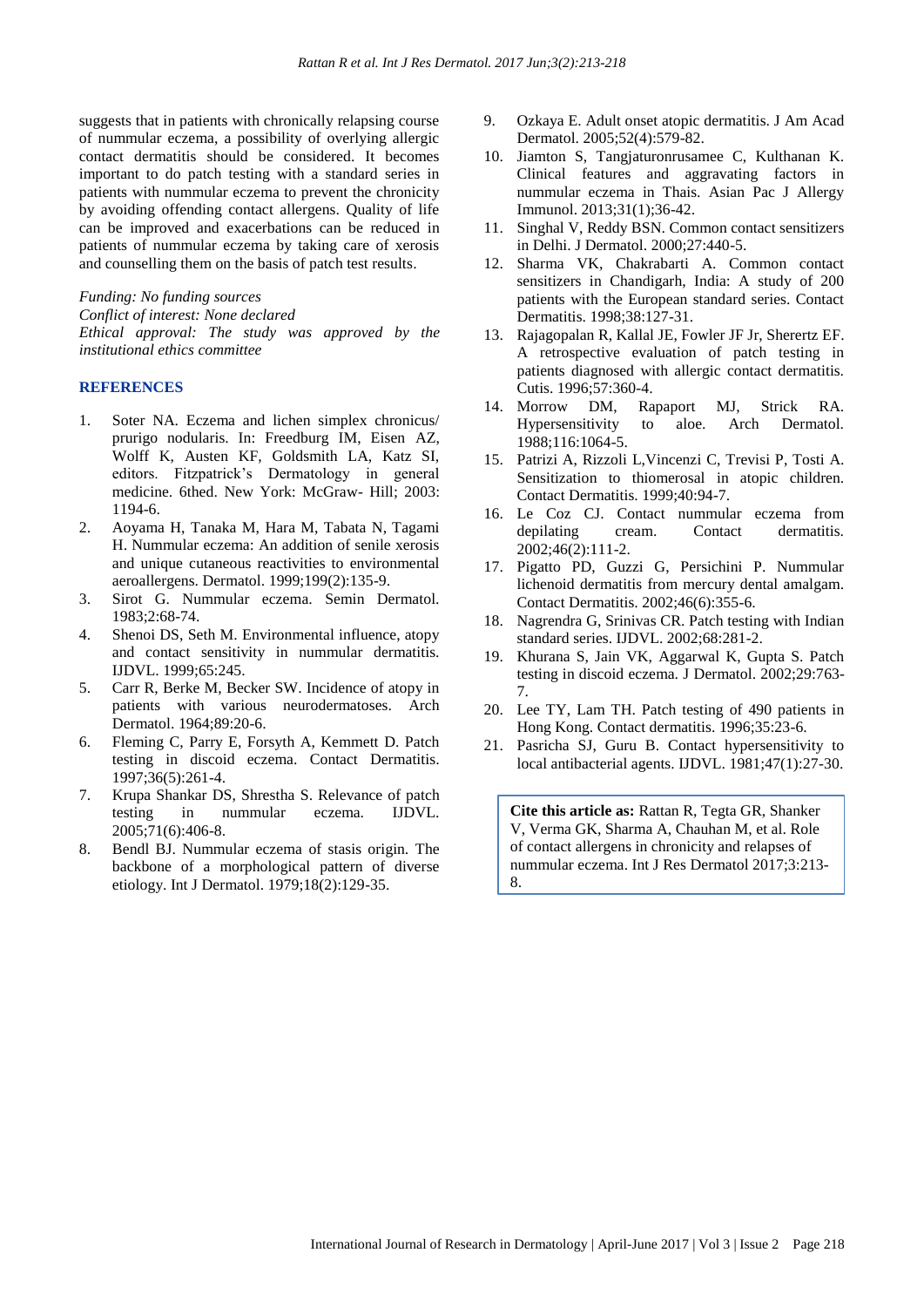suggests that in patients with chronically relapsing course of nummular eczema, a possibility of overlying allergic contact dermatitis should be considered. It becomes important to do patch testing with a standard series in patients with nummular eczema to prevent the chronicity by avoiding offending contact allergens. Quality of life can be improved and exacerbations can be reduced in patients of nummular eczema by taking care of xerosis and counselling them on the basis of patch test results.

*Funding: No funding sources*
*Conflict of interest: None declared*
*Ethical approval: The study was approved by the institutional ethics committee*

## REFERENCES

1. Soter NA. Eczema and lichen simplex chronicus/ prurigo nodularis. In: Freedburg IM, Eisen AZ, Wolff K, Austen KF, Goldsmith LA, Katz SI, editors. Fitzpatrick's Dermatology in general medicine. 6thed. New York: McGraw- Hill; 2003: 1194-6.
2. Aoyama H, Tanaka M, Hara M, Tabata N, Tagami H. Nummular eczema: An addition of senile xerosis and unique cutaneous reactivities to environmental aeroallergens. Dermatol. 1999;199(2):135-9.
3. Sirot G. Nummular eczema. Semin Dermatol. 1983;2:68-74.
4. Shenoi DS, Seth M. Environmental influence, atopy and contact sensitivity in nummular dermatitis. IJDVL. 1999;65:245.
5. Carr R, Berke M, Becker SW. Incidence of atopy in patients with various neurodermatoses. Arch Dermatol. 1964;89:20-6.
6. Fleming C, Parry E, Forsyth A, Kemmett D. Patch testing in discoid eczema. Contact Dermatitis. 1997;36(5):261-4.
7. Krupa Shankar DS, Shrestha S. Relevance of patch testing in nummular eczema. IJDVL. 2005;71(6):406-8.
8. Bendl BJ. Nummular eczema of stasis origin. The backbone of a morphological pattern of diverse etiology. Int J Dermatol. 1979;18(2):129-35.
9. Ozkaya E. Adult onset atopic dermatitis. J Am Acad Dermatol. 2005;52(4):579-82.
10. Jiamton S, Tangjaturonrusamee C, Kulthanan K. Clinical features and aggravating factors in nummular eczema in Thais. Asian Pac J Allergy Immunol. 2013;31(1);36-42.
11. Singhal V, Reddy BSN. Common contact sensitizers in Delhi. J Dermatol. 2000;27:440-5.
12. Sharma VK, Chakrabarti A. Common contact sensitizers in Chandigarh, India: A study of 200 patients with the European standard series. Contact Dermatitis. 1998;38:127-31.
13. Rajagopalan R, Kallal JE, Fowler JF Jr, Sherertz EF. A retrospective evaluation of patch testing in patients diagnosed with allergic contact dermatitis. Cutis. 1996;57:360-4.
14. Morrow DM, Rapaport MJ, Strick RA. Hypersensitivity to aloe. Arch Dermatol. 1988;116:1064-5.
15. Patrizi A, Rizzoli L,Vincenzi C, Trevisi P, Tosti A. Sensitization to thiomerosal in atopic children. Contact Dermatitis. 1999;40:94-7.
16. Le Coz CJ. Contact nummular eczema from depilating cream. Contact dermatitis. 2002;46(2):111-2.
17. Pigatto PD, Guzzi G, Persichini P. Nummular lichenoid dermatitis from mercury dental amalgam. Contact Dermatitis. 2002;46(6):355-6.
18. Nagrendra G, Srinivas CR. Patch testing with Indian standard series. IJDVL. 2002;68:281-2.
19. Khurana S, Jain VK, Aggarwal K, Gupta S. Patch testing in discoid eczema. J Dermatol. 2002;29:763-7.
20. Lee TY, Lam TH. Patch testing of 490 patients in Hong Kong. Contact dermatitis. 1996;35:23-6.
21. Pasricha SJ, Guru B. Contact hypersensitivity to local antibacterial agents. IJDVL. 1981;47(1):27-30.

**Cite this article as:** Rattan R, Tegta GR, Shanker V, Verma GK, Sharma A, Chauhan M, et al. Role of contact allergens in chronicity and relapses of nummular eczema. Int J Res Dermatol 2017;3:213-8.